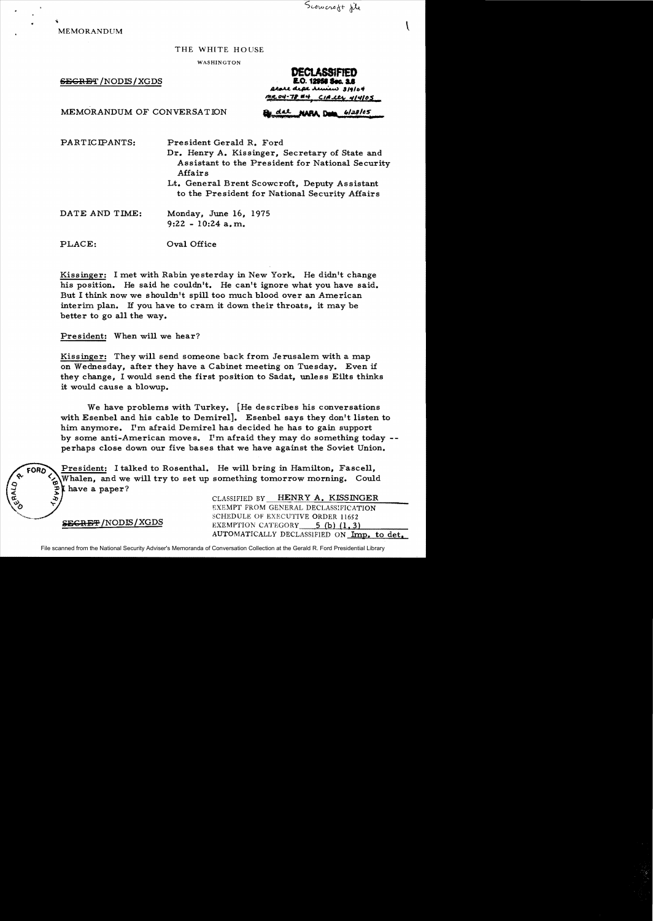Scowcroft file

MEMORANDUM

THE WHITE HOUSE

WASHINGTON

~~SECRET~~/NODIS/XGDS

**DECLASSIFIED**
**E.O. 12958 Sec. 3.6**
State dept review 3/9/04
MR 04-78 #4 CIA ltr 4/4/05
By dal NARA, Date 6/28/05

MEMORANDUM OF CONVERSATION

PARTICIPANTS: President Gerald R. Ford
Dr. Henry A. Kissinger, Secretary of State and Assistant to the President for National Security Affairs
Lt. General Brent Scowcroft, Deputy Assistant to the President for National Security Affairs

DATE AND TIME: Monday, June 16, 1975
9:22 - 10:24 a.m.

PLACE: Oval Office

Kissinger: I met with Rabin yesterday in New York. He didn't change his position. He said he couldn't. He can't ignore what you have said. But I think now we shouldn't spill too much blood over an American interim plan. If you have to cram it down their throats, it may be better to go all the way.

President: When will we hear?

Kissinger: They will send someone back from Jerusalem with a map on Wednesday, after they have a Cabinet meeting on Tuesday. Even if they change, I would send the first position to Sadat, unless Eilts thinks it would cause a blowup.

We have problems with Turkey. [He describes his conversations with Esenbel and his cable to Demirel]. Esenbel says they don't listen to him anymore. I'm afraid Demirel has decided he has to gain support by some anti-American moves. I'm afraid they may do something today -- perhaps close down our five bases that we have against the Soviet Union.

President: I talked to Rosenthal. He will bring in Hamilton, Fascell, Whalen, and we will try to set up something tomorrow morning. Could I have a paper?

CLASSIFIED BY HENRY A. KISSINGER
EXEMPT FROM GENERAL DECLASSIFICATION SCHEDULE OF EXECUTIVE ORDER 11652
EXEMPTION CATEGORY 5 (b) (1, 3)
AUTOMATICALLY DECLASSIFIED ON Imp. to det.

~~SECRET~~/NODIS/XGDS

File scanned from the National Security Adviser's Memoranda of Conversation Collection at the Gerald R. Ford Presidential Library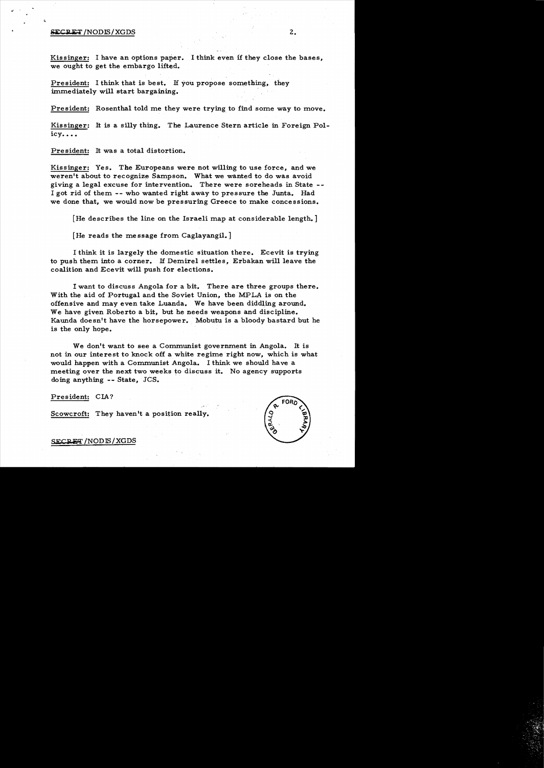Kissinger: I have an options paper. I think even if they close the bases, we ought to get the embargo lifted.

President: I think that is best. If you propose something, they immediately will start bargaining.

President: Rosenthal told me they were trying to find some way to move.

Kissinger: It is a silly thing. The Laurence Stern article in Foreign Policy....

President: It was a total distortion.

Kissinger: Yes. The Europeans were not willing to use force, and we weren't about to recognize Sampson. What we wanted to do was avoid giving a legal excuse for intervention. There were soreheads in State -- I got rid of them -- who wanted right away to pressure the Junta. Had we done that, we would now be pressuring Greece to make concessions.

[He describes the line on the Israeli map at considerable length.]

[He reads the message from Caglayangil.]

I think it is largely the domestic situation there. Ecevit is trying to push them into a corner. If Demirel settles, Erbakan will leave the coalition and Ecevit will push for elections.

I want to discuss Angola for a bit. There are three groups there. With the aid of Portugal and the Soviet Union, the MPLA is on the offensive and may even take Luanda. We have been diddling around. We have given Roberto a bit, but he needs weapons and discipline. Kaunda doesn't have the horsepower. Mobutu is a bloody bastard but he is the only hope.

We don't want to see a Communist government in Angola. It is not in our interest to knock off a white regime right now, which is what would happen with a Communist Angola. I think we should have a meeting over the next two weeks to discuss it. No agency supports doing anything -- State, JCS.

President: CIA?

Scowcroft: They haven't a position really.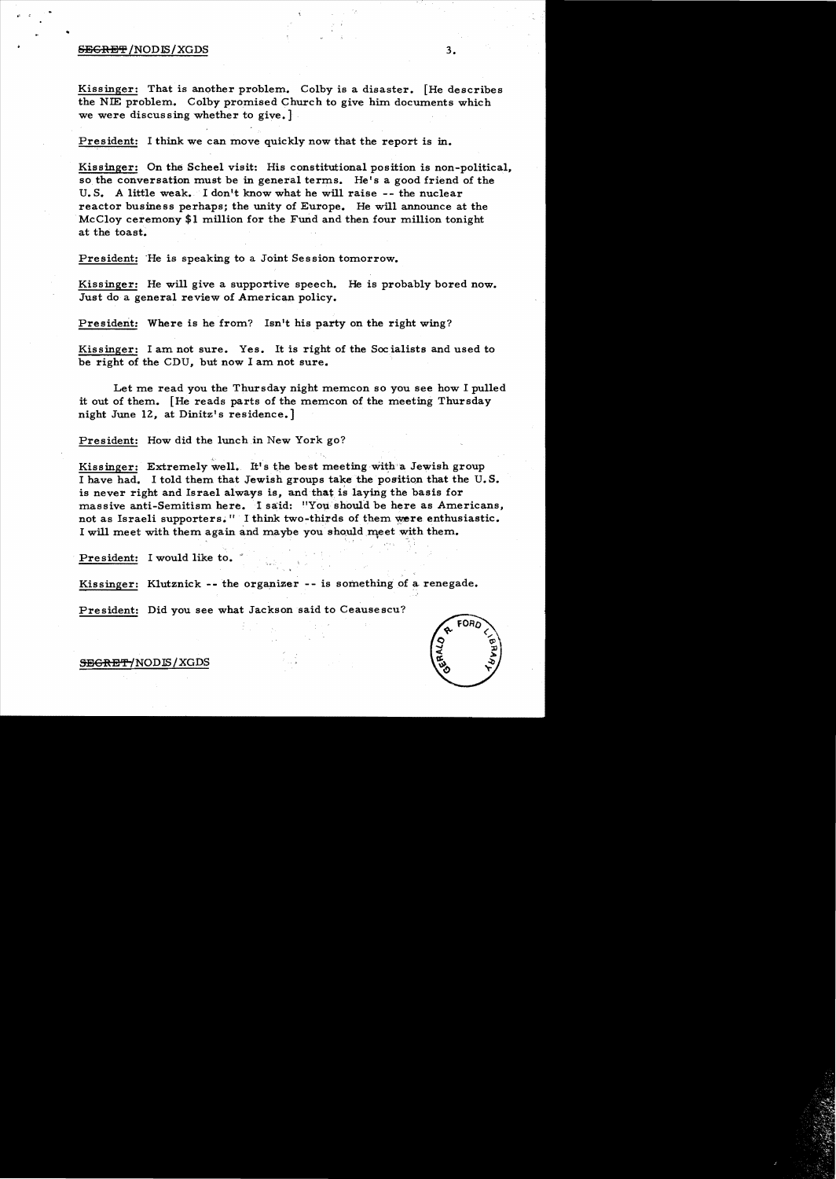Kissinger: That is another problem. Colby is a disaster. [He describes the NIE problem. Colby promised Church to give him documents which we were discussing whether to give.]

President: I think we can move quickly now that the report is in.

Kissinger: On the Scheel visit: His constitutional position is non-political, so the conversation must be in general terms. He's a good friend of the U.S. A little weak. I don't know what he will raise -- the nuclear reactor business perhaps; the unity of Europe. He will announce at the McCloy ceremony $1 million for the Fund and then four million tonight at the toast.

President: He is speaking to a Joint Session tomorrow.

Kissinger: He will give a supportive speech. He is probably bored now. Just do a general review of American policy.

President: Where is he from? Isn't his party on the right wing?

Kissinger: I am not sure. Yes. It is right of the Socialists and used to be right of the CDU, but now I am not sure.

Let me read you the Thursday night memcon so you see how I pulled it out of them. [He reads parts of the memcon of the meeting Thursday night June 12, at Dinitz's residence.]

President: How did the lunch in New York go?

Kissinger: Extremely well. It's the best meeting with a Jewish group I have had. I told them that Jewish groups take the position that the U.S. is never right and Israel always is, and that is laying the basis for massive anti-Semitism here. I said: "You should be here as Americans, not as Israeli supporters." I think two-thirds of them were enthusiastic. I will meet with them again and maybe you should meet with them.

President: I would like to.

Kissinger: Klutznick -- the organizer -- is something of a renegade.

President: Did you see what Jackson said to Ceausescu?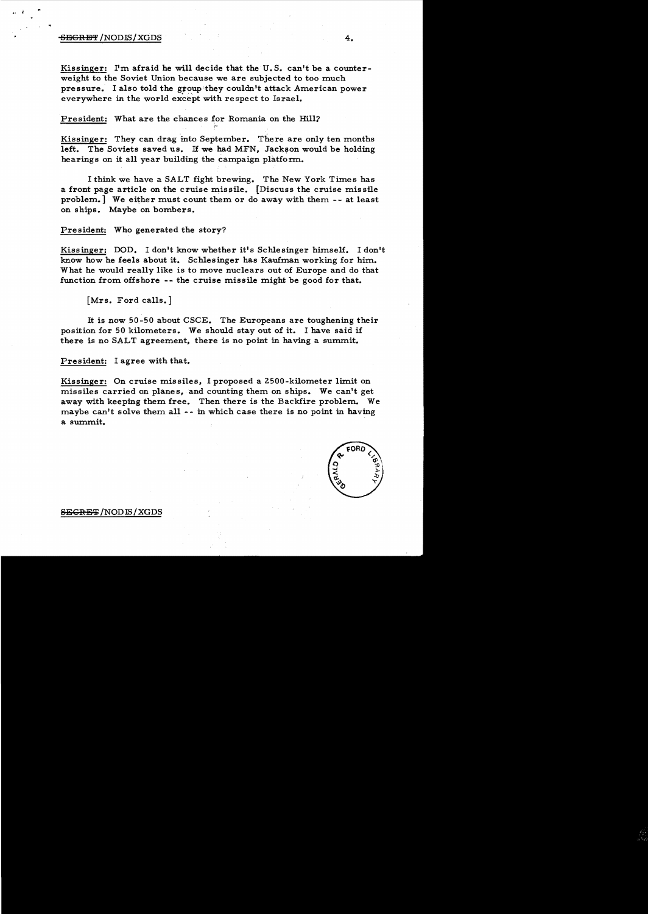Kissinger: I'm afraid he will decide that the U.S. can't be a counterweight to the Soviet Union because we are subjected to too much pressure. I also told the group they couldn't attack American power everywhere in the world except with respect to Israel.

President: What are the chances for Romania on the Hill?

Kissinger: They can drag into September. There are only ten months left. The Soviets saved us. If we had MFN, Jackson would be holding hearings on it all year building the campaign platform.

I think we have a SALT fight brewing. The New York Times has a front page article on the cruise missile. [Discuss the cruise missile problem.] We either must count them or do away with them -- at least on ships. Maybe on bombers.

President: Who generated the story?

Kissinger: DOD. I don't know whether it's Schlesinger himself. I don't know how he feels about it. Schlesinger has Kaufman working for him. What he would really like is to move nuclears out of Europe and do that function from offshore -- the cruise missile might be good for that.

[Mrs. Ford calls.]

It is now 50-50 about CSCE. The Europeans are toughening their position for 50 kilometers. We should stay out of it. I have said if there is no SALT agreement, there is no point in having a summit.

President: I agree with that.

Kissinger: On cruise missiles, I proposed a 2500-kilometer limit on missiles carried on planes, and counting them on ships. We can't get away with keeping them free. Then there is the Backfire problem. We maybe can't solve them all -- in which case there is no point in having a summit.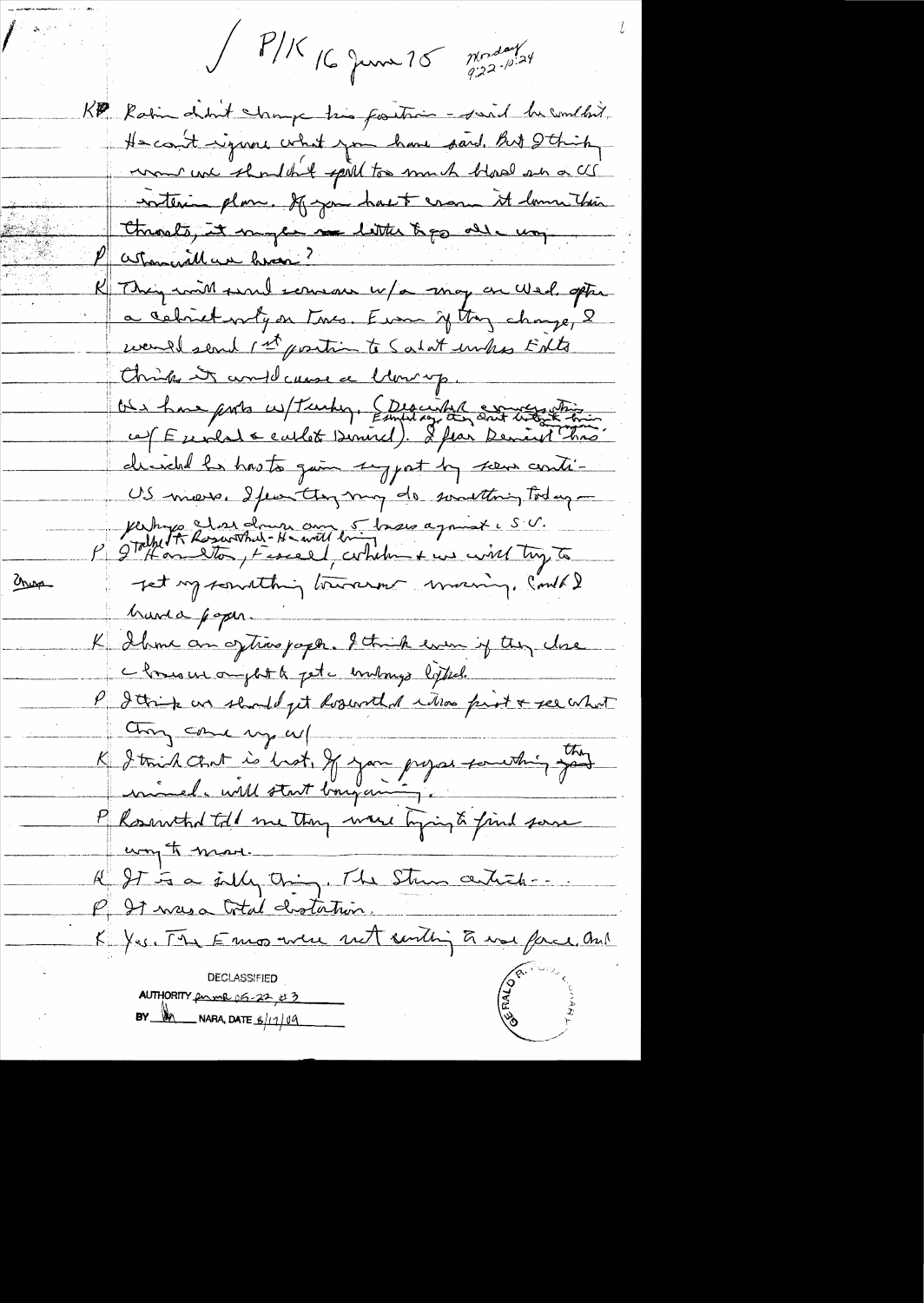/ P/K 16 June 75 Monday 9:22-10:24

KP Rabin didn't change his position – said he couldn't. He can't ignore what you have said. But I think we shouldn't spill too much blood on a US interim plan. If you have to ram it down their throats, it may be better to go all the way.

P When will we know?

K They will send someone w/a map on Wed. after a cabinet mtg on Tues. Even if they change, I would send 1st position to Sadat unless Eilts thinks it would cause a blowup.

We have probs w/Turkey. (Describes Esenbel conversation. Esenbel says they don't intend to bring him w/ Ecevit & cabinet behind). I fear Demirel has decided he has to gain support by some anti-US moves. I fear they may do something today – perhaps close down some of bases against US.

P I talked to Rosenthal – He will bring Hamilton, Fascell, [illegible] & we will try to get something tomorrow morning. Could I have a paper.

K I have an options paper. I think even if they close a base we ought to get embargo lifted.

P I think we should get Rosenthal in here first & see what they come up w/

K I think that is best. If you propose something, they mined. will start bargaining.

P Rosenthal told me they were trying to find some way to move.

K It is a silly thing. The Stern article – . .

P It was a total distortion.

K Yes. The Emos were not sending a war force, and

DECLASSIFIED
AUTHORITY [illegible] 06-22, #3
BY [illegible] NARA, DATE 8/17/09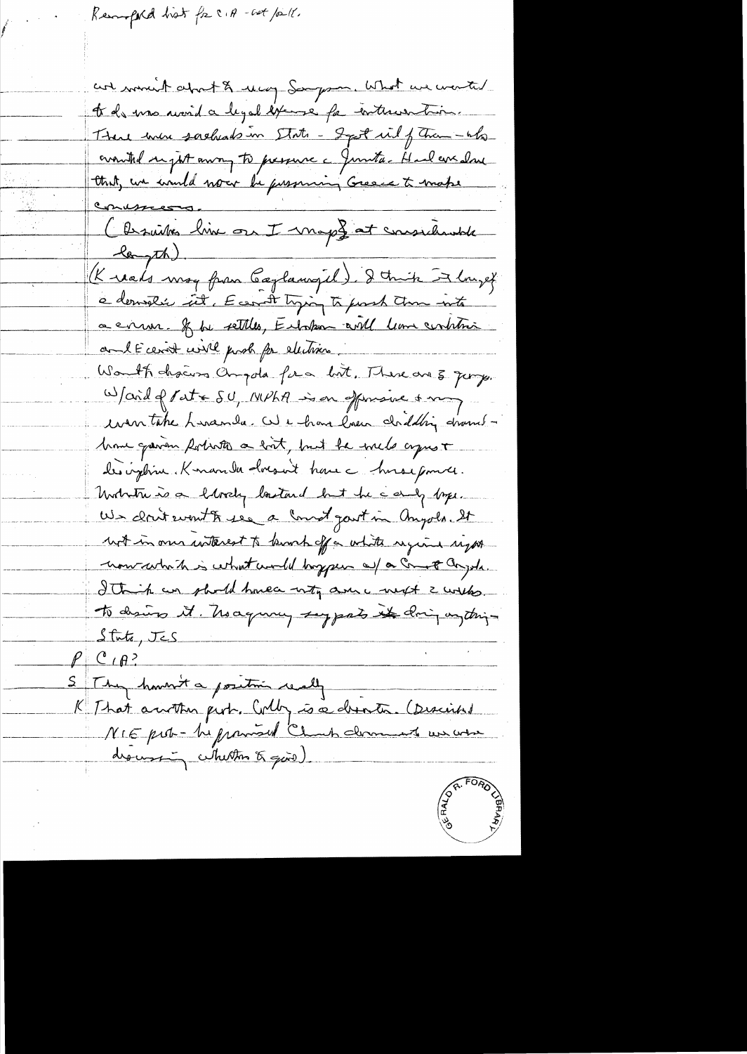Reemphasized list for CIA - not for all.

not worried about the way Sampson. What we wanted to do was avoid a legal excuse for intervention. There were sorcheads in State - I got rid of them - who wanted right away to pressure the Junta. Had we done that, we would now be pressuring Greece to make concessions.

(Describes line on I map at considerable length).

(K reads msg from Caglayangil). I think it's largely a domestic ist. Ecevit trying to push them into a corner. If he settles, Erbakan will leave coalition and Ecevit will push for elections.

Want to discuss Angola for a bit. There are 3 groups. W/aid of Port & SU, MPLA is on offensive & may even take Luanda. We have been dribbling dimes - have given Roberto a bit, but he needs cyanide & discipline. Kaunda doesn't have the horsepower. Roberto is a bloody bastard but he is only hope. We don't want to see a Commie govt in Angola. It not in our interest to knock off a white regime right now which is what would happen w/ a Commie Angola. I think we should have a mtg over next 2 weeks to discuss it. No agency supports doing anything - State, JCS

P CIA?

S They haven't a position really

K That another prob. Colby is a disaster. (Discussed NIE prob - he promised Church documents we were discussing whether to give).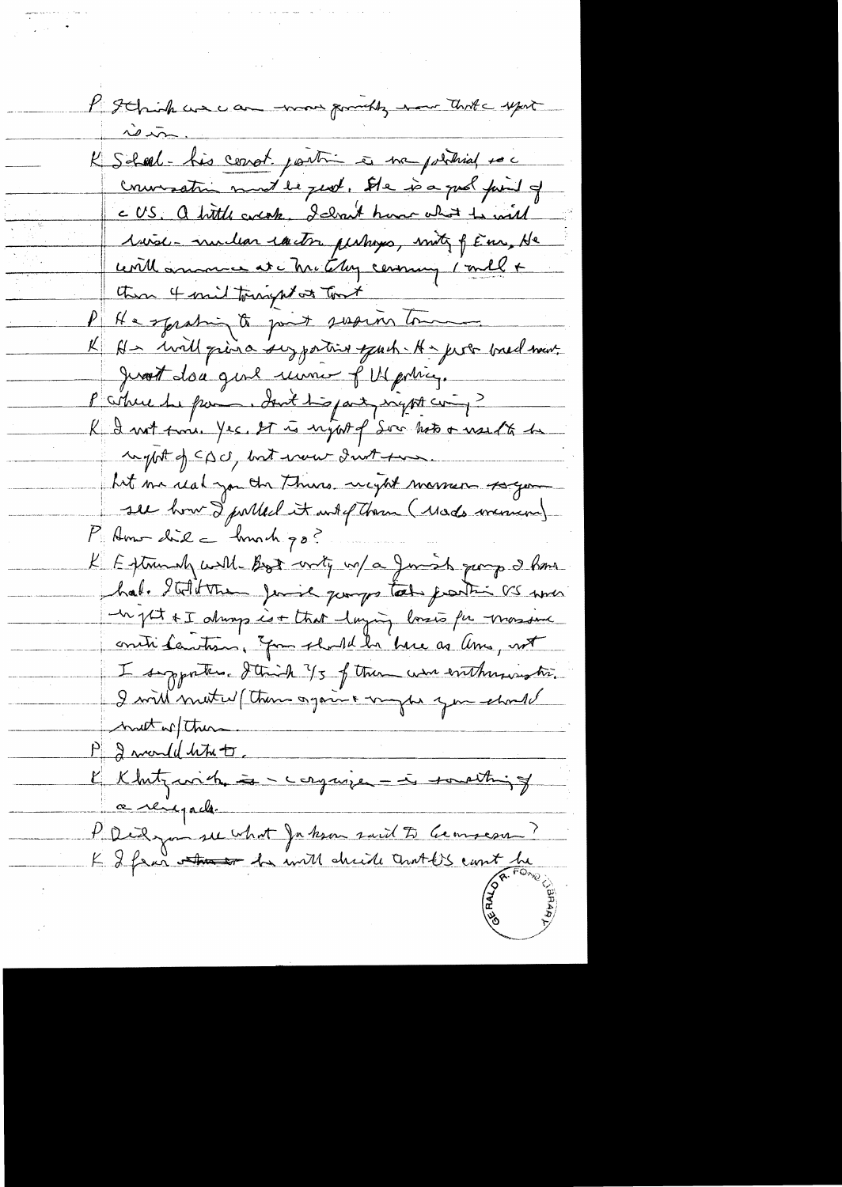P I think we can move quickly now that support is in.

K Scheel - his concrete position is more political so conversation must be good. He is a good friend of the US. A little weak. I don't know what he will raise - nuclear reactor perhaps, unity of Eur. He will announce at the meeting ceremony I will & then 4 and tonight at toast

P He speaking to joint session tomorrow.

K He will give a supportive speech. He just loved me. Just do a general review of US policy.

P Where he from. Isn't his party right wing?

K I not sure. Yes. It is right of Soc but to used to be right of CDU, but now I not sure.

Let me read you the Thurs. night memcon so you see how I pulled it out of them (Reads memcon)

P How did the lunch go?

K Extremely well. Boot unity w/ a Jewish group I have had. I told them Jewish groups take position US never might & I always is that laying basis for massive anti Semitism. You should be here as Amer, not I supporters. I think 2/3 of them were enthusiastic. I will meet w/ them again & maybe you should meet w/ them.

P I would like to.

K Klutznick is a - organizer - is something of a renegade.

P Did you see what Jackson said to Gromyko?

K I fear he will decide that US can't be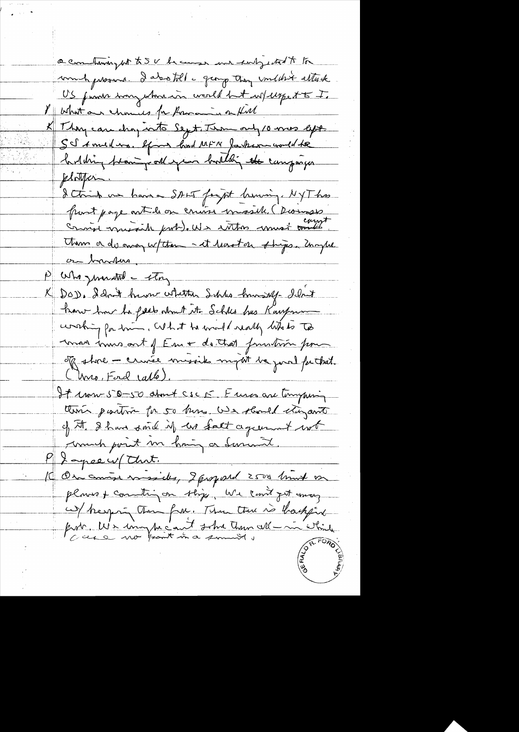a continuing ~~at~~ to SU because we subjected to too much pressure. I also told a group they couldn't attack US forces anywhere in world but w/ respect to I.

P What are chances for Panama on Hill

K They can drag into Sept. Then only 10 mos left. SU + mid east. If we had MFN Jackson would be holding hearings all year holding the campaign platform.

I think we have a SALT fight looming. NYT has front page article on cruise missile. (Discusses cruise missile prob). We either must count them or do away w/ them - at least on ships. Maybe on bombers.

P Who generated - story

K DoD. I don't know whether Schles himself. I don't know how he feels about it. Schles has Kaufman working for him. What he would really like to do is move cruise out of Ems + do that function from off shore - cruise missile might be good for that. (More Ford talk).

It now 50-50 about CSCE. Euros are tonguing their position for 50 hrs. We should stay out of it. I have said if no SALT agreement not much point in having a Summit.

P I agree w/ that.

K On cruise missiles, I proposed 2500 limit on planes + counting on ships. We can't get away w/ keeping them free. Then there is Backfire prob. We maybe can't solve them all - in which case no point in a summit.